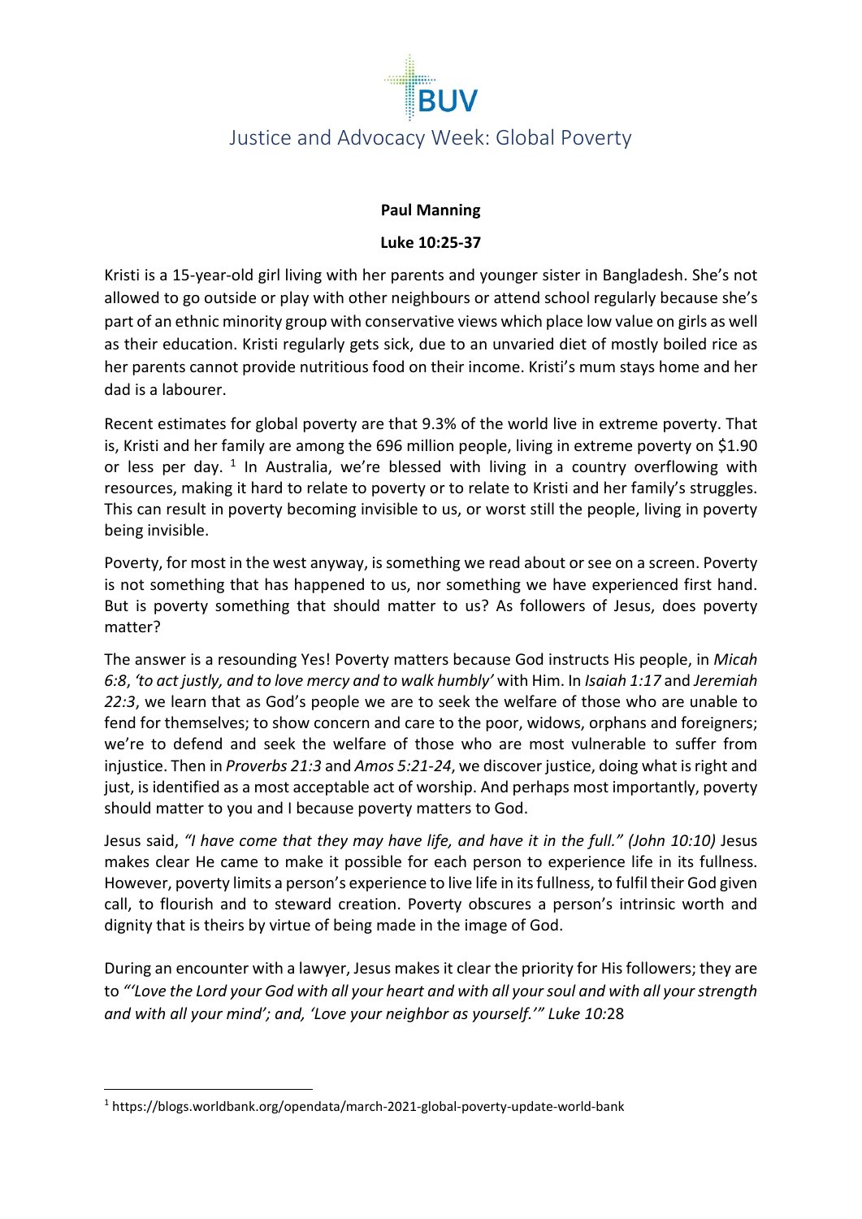# Justice and Advocacy Week: Global Poverty

**Paul Manning**

**Luke 10:25-37**

Kristi is a 15-year-old girl living with her parents and younger sister in Bangladesh. She's not allowed to go outside or play with other neighbours or attend school regularly because she's part of an ethnic minority group with conservative views which place low value on girls as well as their education. Kristi regularly gets sick, due to an unvaried diet of mostly boiled rice as her parents cannot provide nutritious food on their income. Kristi's mum stays home and her dad is a labourer.

Recent estimates for global poverty are that 9.3% of the world live in extreme poverty. That is, Kristi and her family are among the 696 million people, living in extreme poverty on $1.90 or less per day. [1] In Australia, we're blessed with living in a country overflowing with resources, making it hard to relate to poverty or to relate to Kristi and her family's struggles. This can result in poverty becoming invisible to us, or worst still the people, living in poverty being invisible.

Poverty, for most in the west anyway, is something we read about or see on a screen. Poverty is not something that has happened to us, nor something we have experienced first hand. But is poverty something that should matter to us? As followers of Jesus, does poverty matter?

The answer is a resounding Yes! Poverty matters because God instructs His people, in *Micah 6:8*, *'to act justly, and to love mercy and to walk humbly'* with Him. In *Isaiah 1:17* and *Jeremiah 22:3*, we learn that as God's people we are to seek the welfare of those who are unable to fend for themselves; to show concern and care to the poor, widows, orphans and foreigners; we're to defend and seek the welfare of those who are most vulnerable to suffer from injustice. Then in *Proverbs 21:3* and *Amos 5:21-24*, we discover justice, doing what is right and just, is identified as a most acceptable act of worship. And perhaps most importantly, poverty should matter to you and I because poverty matters to God.

Jesus said, *"I have come that they may have life, and have it in the full." (John 10:10)* Jesus makes clear He came to make it possible for each person to experience life in its fullness. However, poverty limits a person's experience to live life in its fullness, to fulfil their God given call, to flourish and to steward creation. Poverty obscures a person's intrinsic worth and dignity that is theirs by virtue of being made in the image of God.

During an encounter with a lawyer, Jesus makes it clear the priority for His followers; they are to *"'Love the Lord your God with all your heart and with all your soul and with all your strength and with all your mind'; and, 'Love your neighbor as yourself.'" Luke 10:*28

---

[1] https://blogs.worldbank.org/opendata/march-2021-global-poverty-update-world-bank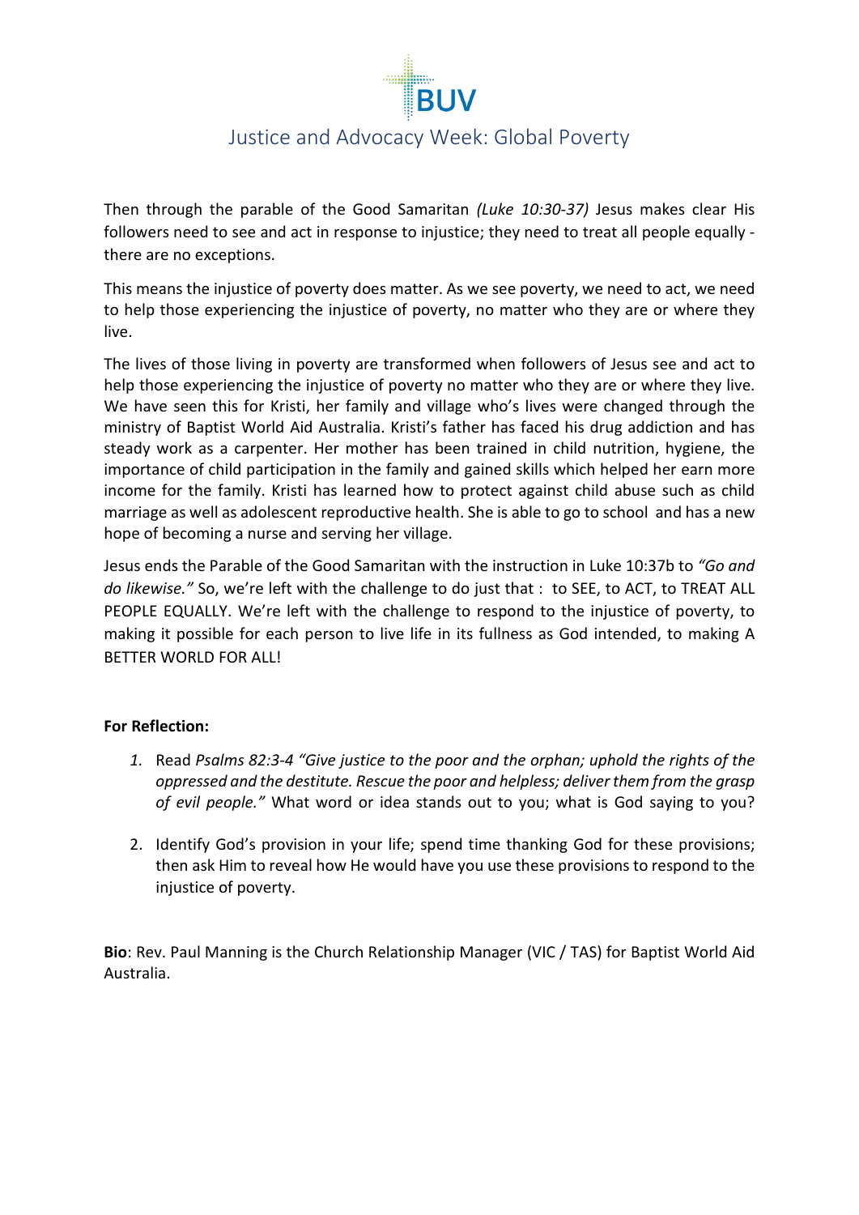Then through the parable of the Good Samaritan *(Luke 10:30-37)* Jesus makes clear His followers need to see and act in response to injustice; they need to treat all people equally - there are no exceptions.

This means the injustice of poverty does matter. As we see poverty, we need to act, we need to help those experiencing the injustice of poverty, no matter who they are or where they live.

The lives of those living in poverty are transformed when followers of Jesus see and act to help those experiencing the injustice of poverty no matter who they are or where they live. We have seen this for Kristi, her family and village who's lives were changed through the ministry of Baptist World Aid Australia. Kristi's father has faced his drug addiction and has steady work as a carpenter. Her mother has been trained in child nutrition, hygiene, the importance of child participation in the family and gained skills which helped her earn more income for the family. Kristi has learned how to protect against child abuse such as child marriage as well as adolescent reproductive health. She is able to go to school and has a new hope of becoming a nurse and serving her village.

Jesus ends the Parable of the Good Samaritan with the instruction in Luke 10:37b to *"Go and do likewise."* So, we're left with the challenge to do just that : to SEE, to ACT, to TREAT ALL PEOPLE EQUALLY. We're left with the challenge to respond to the injustice of poverty, to making it possible for each person to live life in its fullness as God intended, to making A BETTER WORLD FOR ALL!

**For Reflection:**

1. Read *Psalms 82:3-4 "Give justice to the poor and the orphan; uphold the rights of the oppressed and the destitute. Rescue the poor and helpless; deliver them from the grasp of evil people."* What word or idea stands out to you; what is God saying to you?

2. Identify God's provision in your life; spend time thanking God for these provisions; then ask Him to reveal how He would have you use these provisions to respond to the injustice of poverty.

**Bio**: Rev. Paul Manning is the Church Relationship Manager (VIC / TAS) for Baptist World Aid Australia.